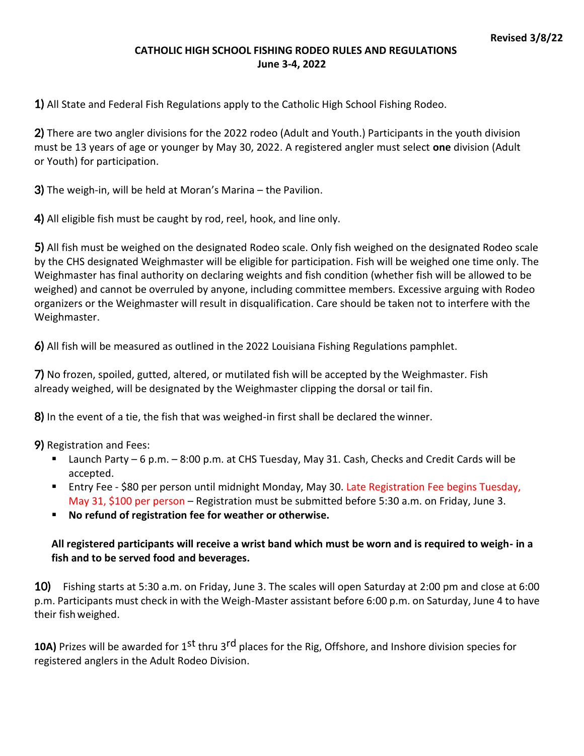**Revised 3/8/22**

# CATHOLIC HIGH SCHOOL FISHING RODEO RULES AND REGULATIONS
## June 3-4, 2022

**1)** All State and Federal Fish Regulations apply to the Catholic High School Fishing Rodeo.

**2)** There are two angler divisions for the 2022 rodeo (Adult and Youth.) Participants in the youth division must be 13 years of age or younger by May 30, 2022. A registered angler must select **one** division (Adult or Youth) for participation.

**3)** The weigh-in, will be held at Moran's Marina – the Pavilion.

**4)** All eligible fish must be caught by rod, reel, hook, and line only.

**5)** All fish must be weighed on the designated Rodeo scale. Only fish weighed on the designated Rodeo scale by the CHS designated Weighmaster will be eligible for participation. Fish will be weighed one time only. The Weighmaster has final authority on declaring weights and fish condition (whether fish will be allowed to be weighed) and cannot be overruled by anyone, including committee members. Excessive arguing with Rodeo organizers or the Weighmaster will result in disqualification. Care should be taken not to interfere with the Weighmaster.

**6)** All fish will be measured as outlined in the 2022 Louisiana Fishing Regulations pamphlet.

**7)** No frozen, spoiled, gutted, altered, or mutilated fish will be accepted by the Weighmaster. Fish already weighed, will be designated by the Weighmaster clipping the dorsal or tail fin.

**8)** In the event of a tie, the fish that was weighed-in first shall be declared the winner.

**9)** Registration and Fees:

- Launch Party – 6 p.m. – 8:00 p.m. at CHS Tuesday, May 31. Cash, Checks and Credit Cards will be accepted.
- Entry Fee - $80 per person until midnight Monday, May 30. Late Registration Fee begins Tuesday, May 31, $100 per person – Registration must be submitted before 5:30 a.m. on Friday, June 3.
- **No refund of registration fee for weather or otherwise.**

**All registered participants will receive a wrist band which must be worn and is required to weigh- in a fish and to be served food and beverages.**

**10)** Fishing starts at 5:30 a.m. on Friday, June 3. The scales will open Saturday at 2:00 pm and close at 6:00 p.m. Participants must check in with the Weigh-Master assistant before 6:00 p.m. on Saturday, June 4 to have their fish weighed.

**10A)** Prizes will be awarded for 1st thru 3rd places for the Rig, Offshore, and Inshore division species for registered anglers in the Adult Rodeo Division.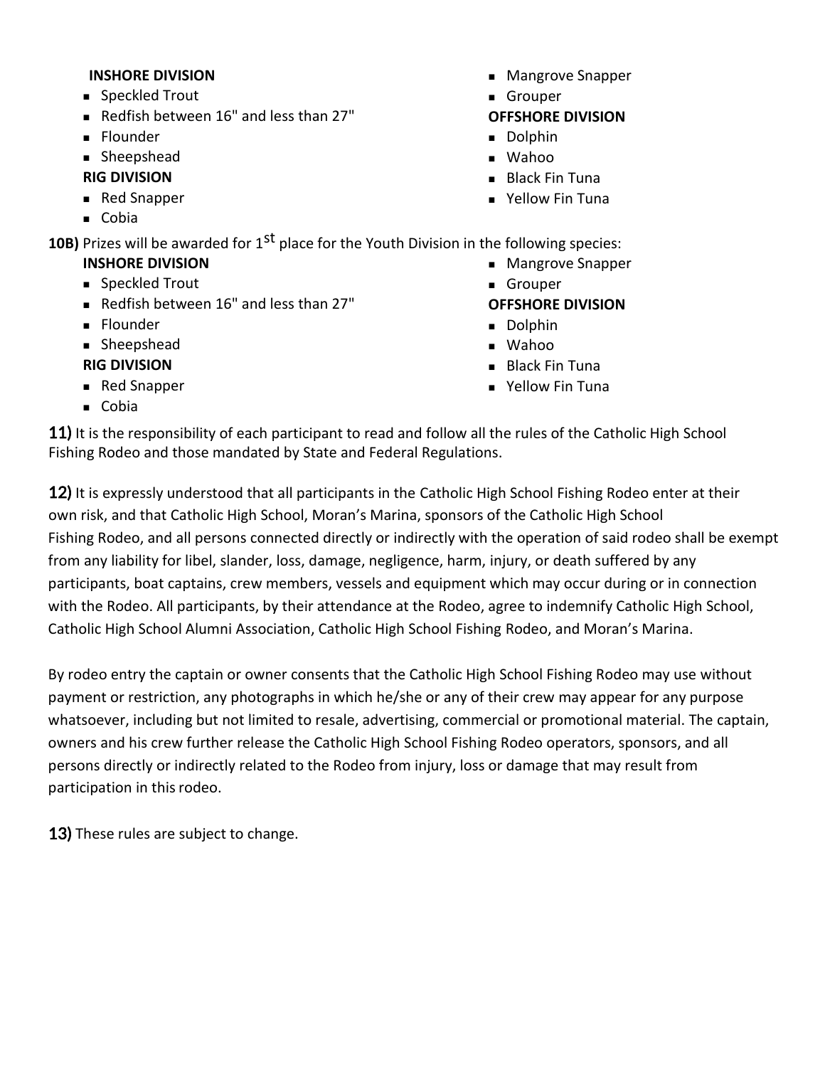**INSHORE DIVISION**

- Speckled Trout
- Redfish between 16" and less than 27"
- Flounder
- Sheepshead

**RIG DIVISION**

- Red Snapper
- Cobia
- Mangrove Snapper
- Grouper

**OFFSHORE DIVISION**

- Dolphin
- Wahoo
- Black Fin Tuna
- Yellow Fin Tuna

**10B)** Prizes will be awarded for 1st place for the Youth Division in the following species:

**INSHORE DIVISION**

- Speckled Trout
- Redfish between 16" and less than 27"
- Flounder
- Sheepshead

**RIG DIVISION**

- Red Snapper
- Cobia
- Mangrove Snapper
- Grouper

**OFFSHORE DIVISION**

- Dolphin
- Wahoo
- Black Fin Tuna
- Yellow Fin Tuna

**11)** It is the responsibility of each participant to read and follow all the rules of the Catholic High School Fishing Rodeo and those mandated by State and Federal Regulations.

**12)** It is expressly understood that all participants in the Catholic High School Fishing Rodeo enter at their own risk, and that Catholic High School, Moran's Marina, sponsors of the Catholic High School Fishing Rodeo, and all persons connected directly or indirectly with the operation of said rodeo shall be exempt from any liability for libel, slander, loss, damage, negligence, harm, injury, or death suffered by any participants, boat captains, crew members, vessels and equipment which may occur during or in connection with the Rodeo. All participants, by their attendance at the Rodeo, agree to indemnify Catholic High School, Catholic High School Alumni Association, Catholic High School Fishing Rodeo, and Moran's Marina.

By rodeo entry the captain or owner consents that the Catholic High School Fishing Rodeo may use without payment or restriction, any photographs in which he/she or any of their crew may appear for any purpose whatsoever, including but not limited to resale, advertising, commercial or promotional material. The captain, owners and his crew further release the Catholic High School Fishing Rodeo operators, sponsors, and all persons directly or indirectly related to the Rodeo from injury, loss or damage that may result from participation in this rodeo.

**13)** These rules are subject to change.